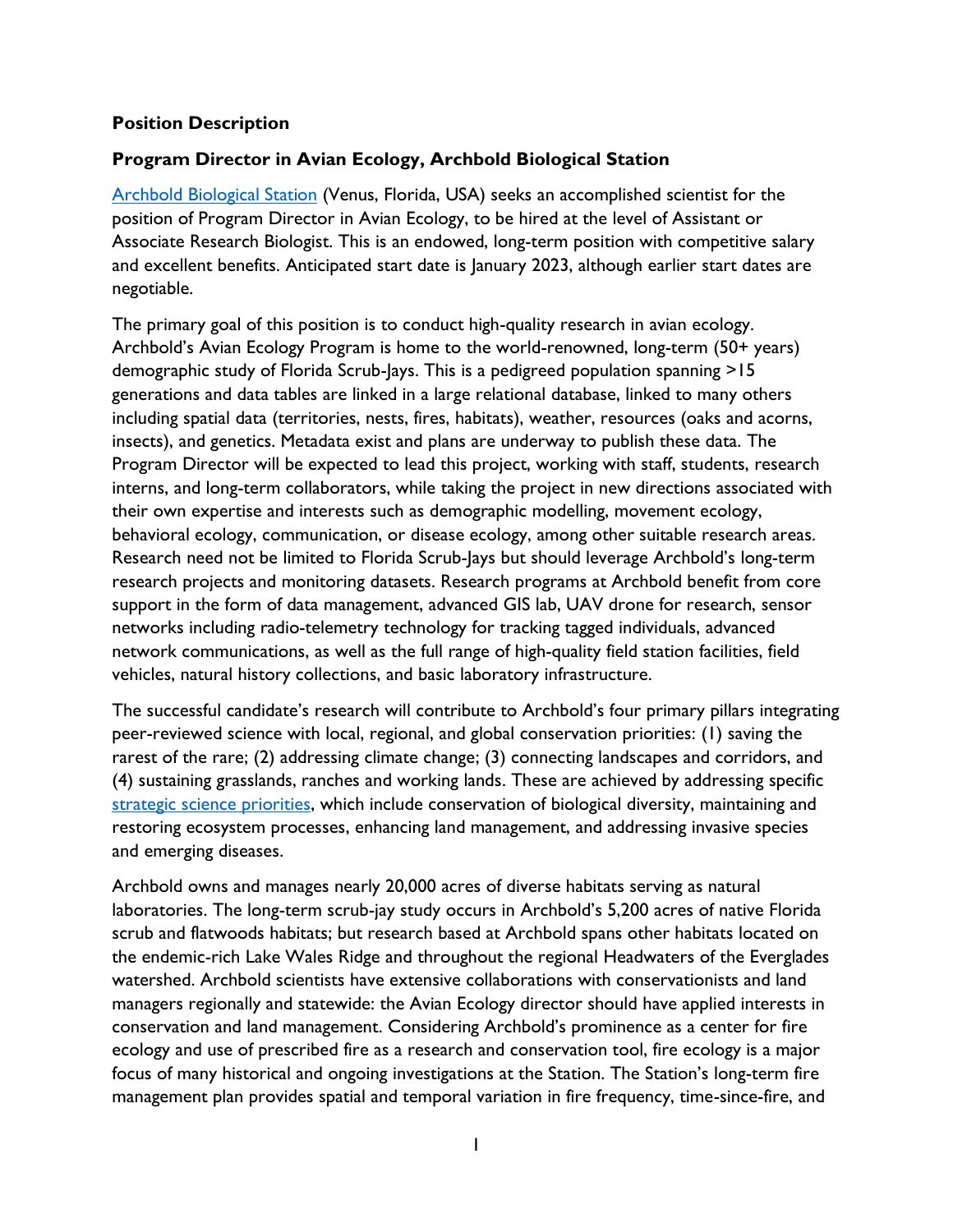**Position Description**

**Program Director in Avian Ecology, Archbold Biological Station**

Archbold Biological Station (Venus, Florida, USA) seeks an accomplished scientist for the position of Program Director in Avian Ecology, to be hired at the level of Assistant or Associate Research Biologist. This is an endowed, long-term position with competitive salary and excellent benefits. Anticipated start date is January 2023, although earlier start dates are negotiable.

The primary goal of this position is to conduct high-quality research in avian ecology. Archbold's Avian Ecology Program is home to the world-renowned, long-term (50+ years) demographic study of Florida Scrub-Jays. This is a pedigreed population spanning >15 generations and data tables are linked in a large relational database, linked to many others including spatial data (territories, nests, fires, habitats), weather, resources (oaks and acorns, insects), and genetics. Metadata exist and plans are underway to publish these data. The Program Director will be expected to lead this project, working with staff, students, research interns, and long-term collaborators, while taking the project in new directions associated with their own expertise and interests such as demographic modelling, movement ecology, behavioral ecology, communication, or disease ecology, among other suitable research areas. Research need not be limited to Florida Scrub-Jays but should leverage Archbold's long-term research projects and monitoring datasets. Research programs at Archbold benefit from core support in the form of data management, advanced GIS lab, UAV drone for research, sensor networks including radio-telemetry technology for tracking tagged individuals, advanced network communications, as well as the full range of high-quality field station facilities, field vehicles, natural history collections, and basic laboratory infrastructure.

The successful candidate's research will contribute to Archbold's four primary pillars integrating peer-reviewed science with local, regional, and global conservation priorities: (1) saving the rarest of the rare; (2) addressing climate change; (3) connecting landscapes and corridors, and (4) sustaining grasslands, ranches and working lands. These are achieved by addressing specific strategic science priorities, which include conservation of biological diversity, maintaining and restoring ecosystem processes, enhancing land management, and addressing invasive species and emerging diseases.

Archbold owns and manages nearly 20,000 acres of diverse habitats serving as natural laboratories. The long-term scrub-jay study occurs in Archbold's 5,200 acres of native Florida scrub and flatwoods habitats; but research based at Archbold spans other habitats located on the endemic-rich Lake Wales Ridge and throughout the regional Headwaters of the Everglades watershed. Archbold scientists have extensive collaborations with conservationists and land managers regionally and statewide: the Avian Ecology director should have applied interests in conservation and land management. Considering Archbold's prominence as a center for fire ecology and use of prescribed fire as a research and conservation tool, fire ecology is a major focus of many historical and ongoing investigations at the Station. The Station's long-term fire management plan provides spatial and temporal variation in fire frequency, time-since-fire, and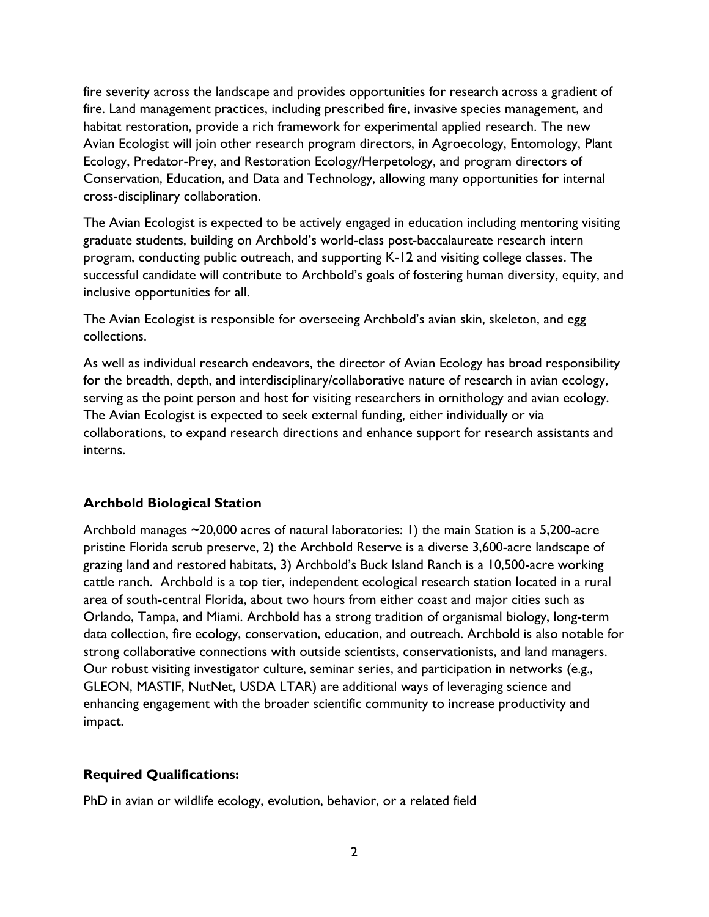fire severity across the landscape and provides opportunities for research across a gradient of fire. Land management practices, including prescribed fire, invasive species management, and habitat restoration, provide a rich framework for experimental applied research. The new Avian Ecologist will join other research program directors, in Agroecology, Entomology, Plant Ecology, Predator-Prey, and Restoration Ecology/Herpetology, and program directors of Conservation, Education, and Data and Technology, allowing many opportunities for internal cross-disciplinary collaboration.

The Avian Ecologist is expected to be actively engaged in education including mentoring visiting graduate students, building on Archbold's world-class post-baccalaureate research intern program, conducting public outreach, and supporting K-12 and visiting college classes. The successful candidate will contribute to Archbold's goals of fostering human diversity, equity, and inclusive opportunities for all.

The Avian Ecologist is responsible for overseeing Archbold's avian skin, skeleton, and egg collections.

As well as individual research endeavors, the director of Avian Ecology has broad responsibility for the breadth, depth, and interdisciplinary/collaborative nature of research in avian ecology, serving as the point person and host for visiting researchers in ornithology and avian ecology. The Avian Ecologist is expected to seek external funding, either individually or via collaborations, to expand research directions and enhance support for research assistants and interns.

**Archbold Biological Station**

Archbold manages ~20,000 acres of natural laboratories: 1) the main Station is a 5,200-acre pristine Florida scrub preserve, 2) the Archbold Reserve is a diverse 3,600-acre landscape of grazing land and restored habitats, 3) Archbold's Buck Island Ranch is a 10,500-acre working cattle ranch. Archbold is a top tier, independent ecological research station located in a rural area of south-central Florida, about two hours from either coast and major cities such as Orlando, Tampa, and Miami. Archbold has a strong tradition of organismal biology, long-term data collection, fire ecology, conservation, education, and outreach. Archbold is also notable for strong collaborative connections with outside scientists, conservationists, and land managers. Our robust visiting investigator culture, seminar series, and participation in networks (e.g., GLEON, MASTIF, NutNet, USDA LTAR) are additional ways of leveraging science and enhancing engagement with the broader scientific community to increase productivity and impact.

**Required Qualifications:**

PhD in avian or wildlife ecology, evolution, behavior, or a related field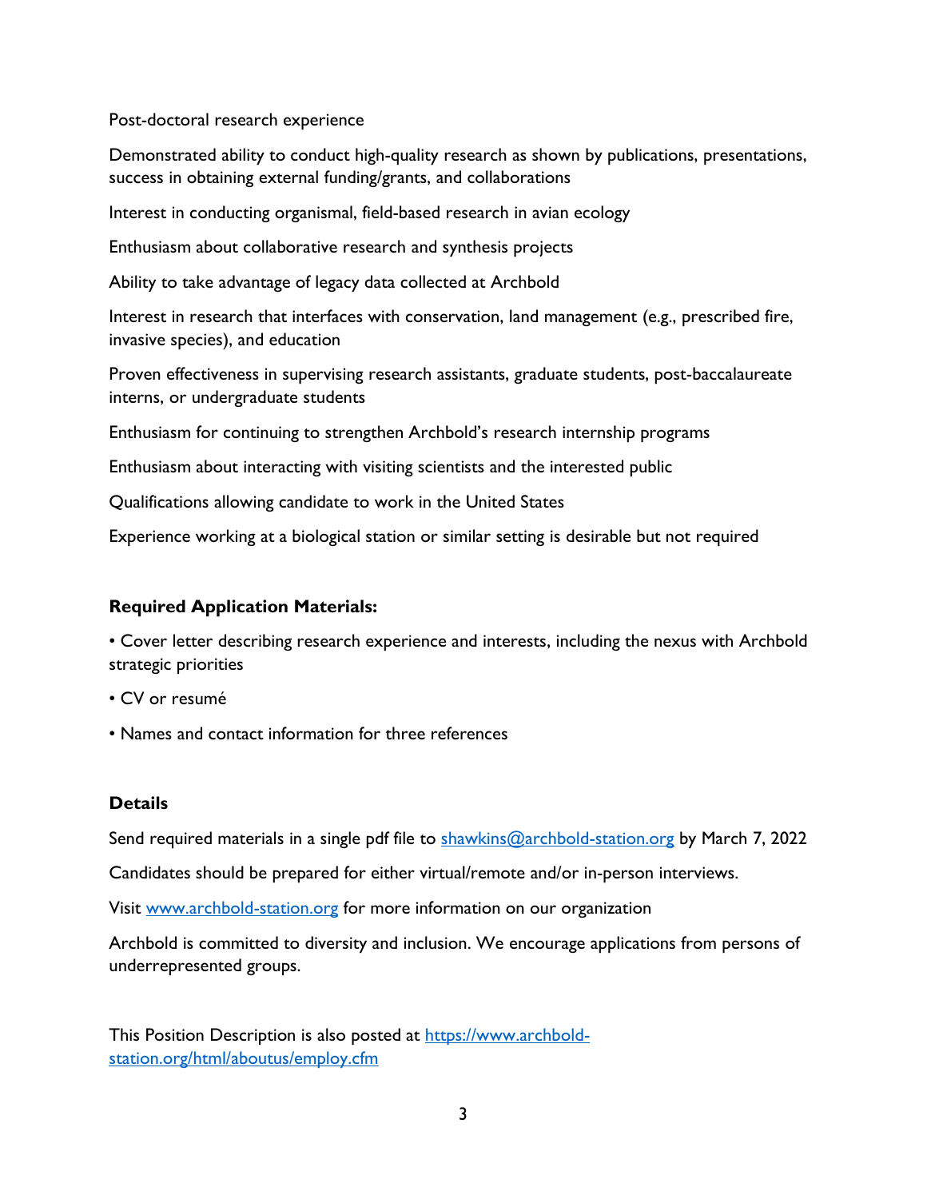Post-doctoral research experience

Demonstrated ability to conduct high-quality research as shown by publications, presentations, success in obtaining external funding/grants, and collaborations

Interest in conducting organismal, field-based research in avian ecology

Enthusiasm about collaborative research and synthesis projects

Ability to take advantage of legacy data collected at Archbold

Interest in research that interfaces with conservation, land management (e.g., prescribed fire, invasive species), and education

Proven effectiveness in supervising research assistants, graduate students, post-baccalaureate interns, or undergraduate students

Enthusiasm for continuing to strengthen Archbold's research internship programs

Enthusiasm about interacting with visiting scientists and the interested public

Qualifications allowing candidate to work in the United States

Experience working at a biological station or similar setting is desirable but not required

**Required Application Materials:**

- Cover letter describing research experience and interests, including the nexus with Archbold strategic priorities
- CV or resumé
- Names and contact information for three references

**Details**

Send required materials in a single pdf file to [shawkins@archbold-station.org](mailto:shawkins@archbold-station.org) by March 7, 2022

Candidates should be prepared for either virtual/remote and/or in-person interviews.

Visit [www.archbold-station.org](http://www.archbold-station.org) for more information on our organization

Archbold is committed to diversity and inclusion. We encourage applications from persons of underrepresented groups.

This Position Description is also posted at [https://www.archbold-station.org/html/aboutus/employ.cfm](https://www.archbold-station.org/html/aboutus/employ.cfm)